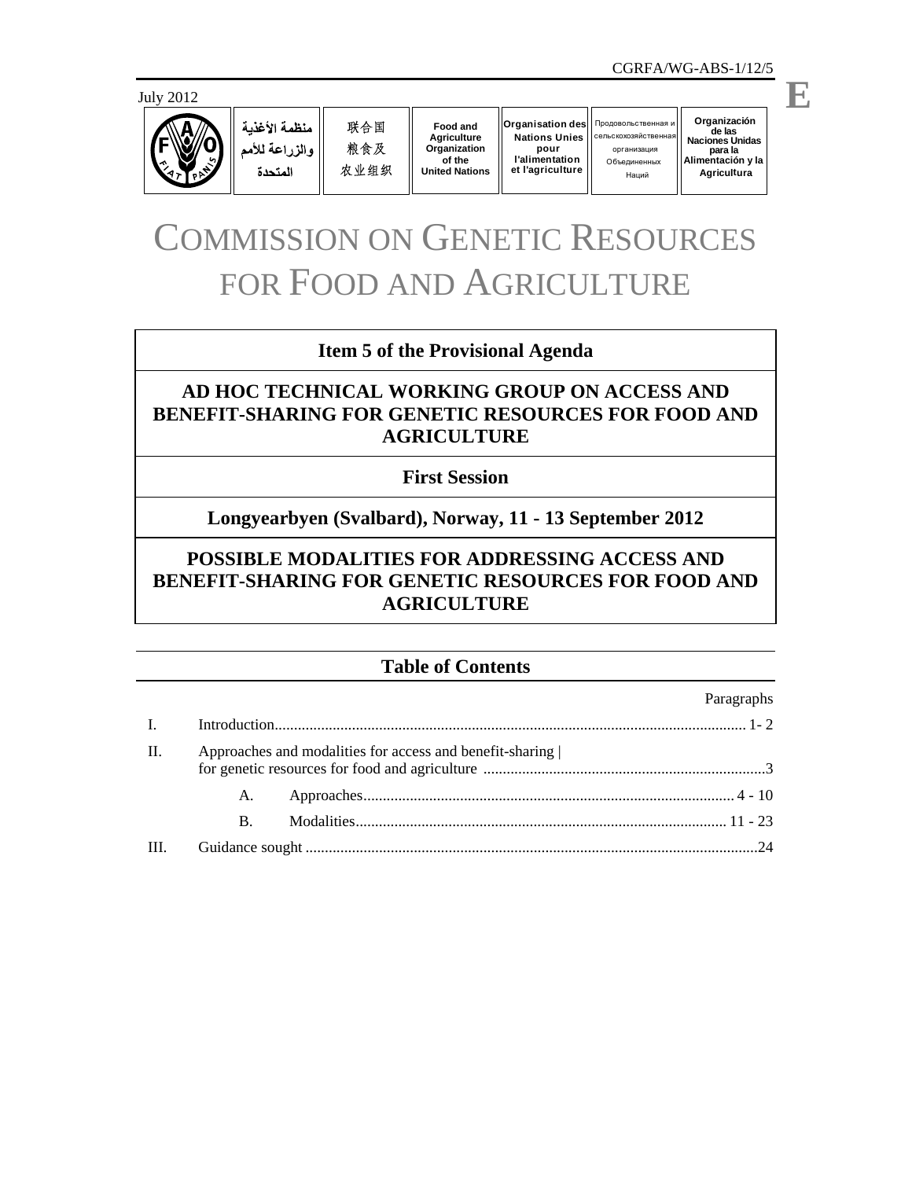CGRFA/WG-ABS-1/12/5

July 2012

**E**

| منظمة الأغذية والزراعة للأمم المتحدة | 联合国粮食及农业组织 | Food and Agriculture Organization of the United Nations | Organisation des Nations Unies pour l'alimentation et l'agriculture | Продовольственная и сельскохозяйственная организация Объединенных Наций | Organización de las Naciones Unidas para la Alimentación y la Agricultura |
|---|---|---|---|---|---|

# COMMISSION ON GENETIC RESOURCES FOR FOOD AND AGRICULTURE

**Item 5 of the Provisional Agenda**

**AD HOC TECHNICAL WORKING GROUP ON ACCESS AND BENEFIT-SHARING FOR GENETIC RESOURCES FOR FOOD AND AGRICULTURE**

**First Session**

**Longyearbyen (Svalbard), Norway, 11 - 13 September 2012**

## POSSIBLE MODALITIES FOR ADDRESSING ACCESS AND BENEFIT-SHARING FOR GENETIC RESOURCES FOR FOOD AND AGRICULTURE

### Table of Contents

| | | Paragraphs |
|---|---|---|
| I. | Introduction | 1- 2 |
| II. | Approaches and modalities for access and benefit-sharing for genetic resources for food and agriculture | 3 |
| | A. Approaches | 4 - 10 |
| | B. Modalities | 11 - 23 |
| III. | Guidance sought | 24 |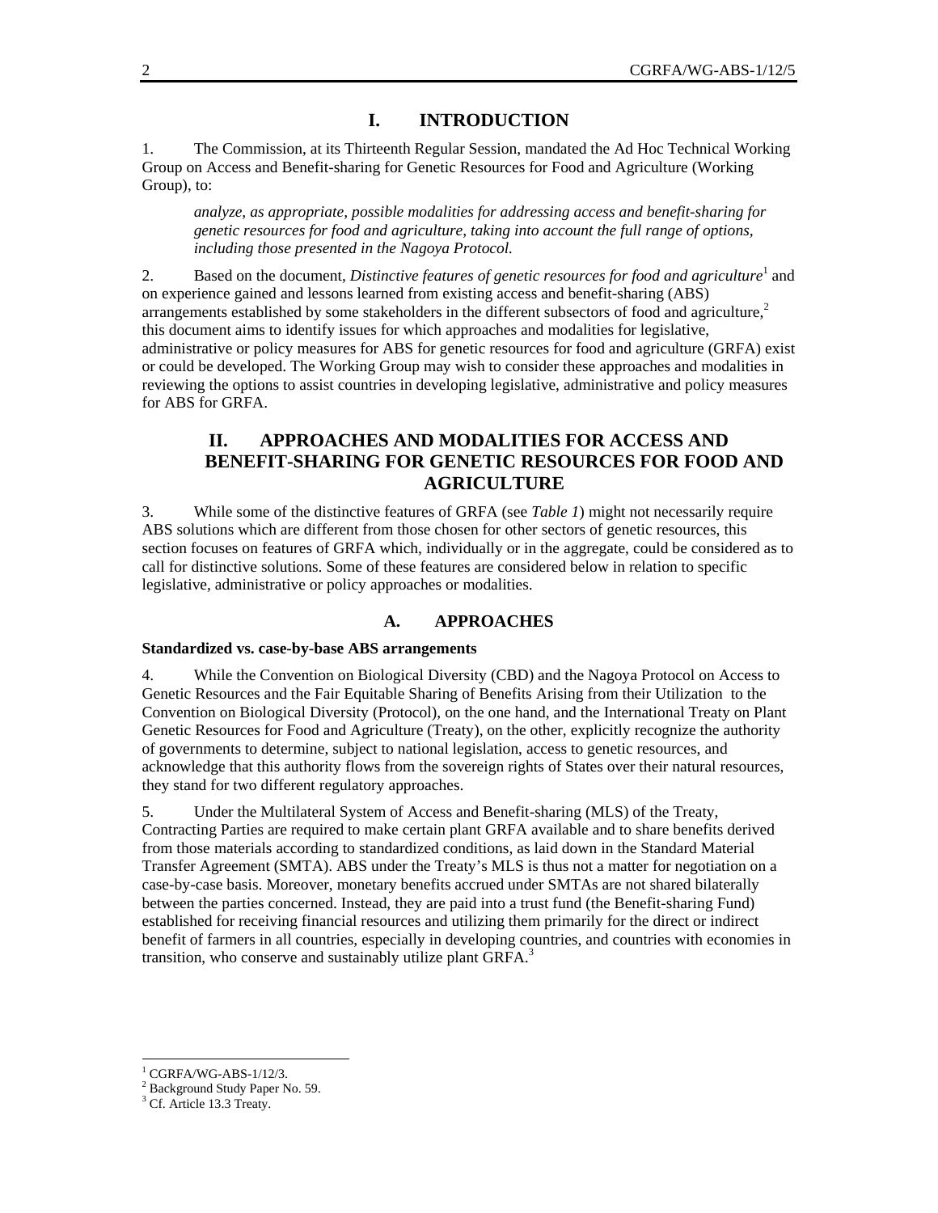# I. INTRODUCTION

1. The Commission, at its Thirteenth Regular Session, mandated the Ad Hoc Technical Working Group on Access and Benefit-sharing for Genetic Resources for Food and Agriculture (Working Group), to:

> *analyze, as appropriate, possible modalities for addressing access and benefit-sharing for genetic resources for food and agriculture, taking into account the full range of options, including those presented in the Nagoya Protocol.*

2. Based on the document, *Distinctive features of genetic resources for food and agriculture*[1] and on experience gained and lessons learned from existing access and benefit-sharing (ABS) arrangements established by some stakeholders in the different subsectors of food and agriculture,[2] this document aims to identify issues for which approaches and modalities for legislative, administrative or policy measures for ABS for genetic resources for food and agriculture (GRFA) exist or could be developed. The Working Group may wish to consider these approaches and modalities in reviewing the options to assist countries in developing legislative, administrative and policy measures for ABS for GRFA.

# II. APPROACHES AND MODALITIES FOR ACCESS AND BENEFIT-SHARING FOR GENETIC RESOURCES FOR FOOD AND AGRICULTURE

3. While some of the distinctive features of GRFA (see *Table 1*) might not necessarily require ABS solutions which are different from those chosen for other sectors of genetic resources, this section focuses on features of GRFA which, individually or in the aggregate, could be considered as to call for distinctive solutions. Some of these features are considered below in relation to specific legislative, administrative or policy approaches or modalities.

## A. APPROACHES

**Standardized vs. case-by-base ABS arrangements**

4. While the Convention on Biological Diversity (CBD) and the Nagoya Protocol on Access to Genetic Resources and the Fair Equitable Sharing of Benefits Arising from their Utilization to the Convention on Biological Diversity (Protocol), on the one hand, and the International Treaty on Plant Genetic Resources for Food and Agriculture (Treaty), on the other, explicitly recognize the authority of governments to determine, subject to national legislation, access to genetic resources, and acknowledge that this authority flows from the sovereign rights of States over their natural resources, they stand for two different regulatory approaches.

5. Under the Multilateral System of Access and Benefit-sharing (MLS) of the Treaty, Contracting Parties are required to make certain plant GRFA available and to share benefits derived from those materials according to standardized conditions, as laid down in the Standard Material Transfer Agreement (SMTA). ABS under the Treaty's MLS is thus not a matter for negotiation on a case-by-case basis. Moreover, monetary benefits accrued under SMTAs are not shared bilaterally between the parties concerned. Instead, they are paid into a trust fund (the Benefit-sharing Fund) established for receiving financial resources and utilizing them primarily for the direct or indirect benefit of farmers in all countries, especially in developing countries, and countries with economies in transition, who conserve and sustainably utilize plant GRFA.[3]

---

[1] CGRFA/WG-ABS-1/12/3.

[2] Background Study Paper No. 59.

[3] Cf. Article 13.3 Treaty.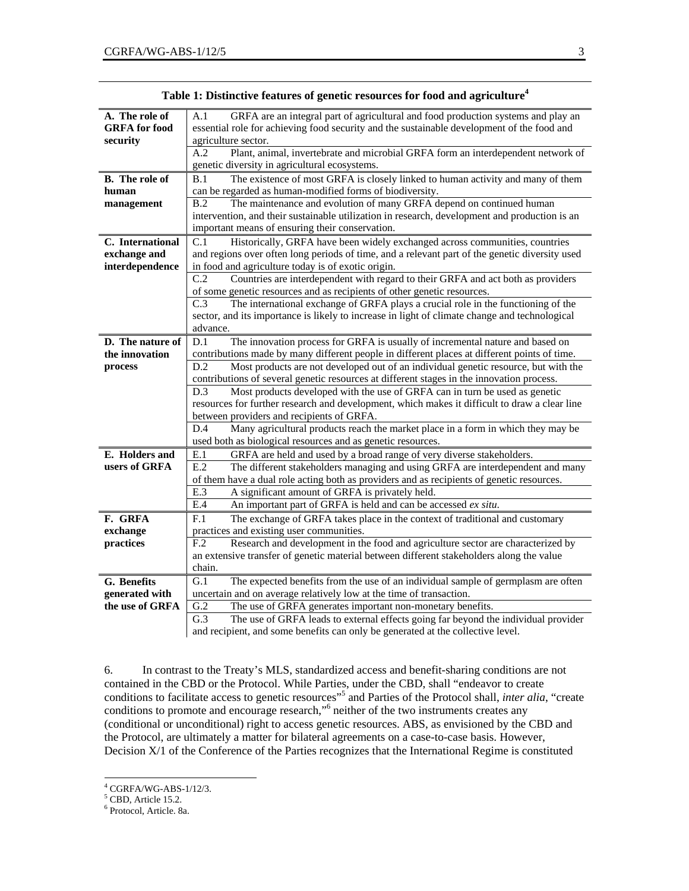**Table 1: Distinctive features of genetic resources for food and agriculture**[4]

| | |
|---|---|
| **A. The role of GRFA for food security** | A.1 GRFA are an integral part of agricultural and food production systems and play an essential role for achieving food security and the sustainable development of the food and agriculture sector. |
| | A.2 Plant, animal, invertebrate and microbial GRFA form an interdependent network of genetic diversity in agricultural ecosystems. |
| **B. The role of human management** | B.1 The existence of most GRFA is closely linked to human activity and many of them can be regarded as human-modified forms of biodiversity. |
| | B.2 The maintenance and evolution of many GRFA depend on continued human intervention, and their sustainable utilization in research, development and production is an important means of ensuring their conservation. |
| **C. International exchange and interdependence** | C.1 Historically, GRFA have been widely exchanged across communities, countries and regions over often long periods of time, and a relevant part of the genetic diversity used in food and agriculture today is of exotic origin. |
| | C.2 Countries are interdependent with regard to their GRFA and act both as providers of some genetic resources and as recipients of other genetic resources. |
| | C.3 The international exchange of GRFA plays a crucial role in the functioning of the sector, and its importance is likely to increase in light of climate change and technological advance. |
| **D. The nature of the innovation process** | D.1 The innovation process for GRFA is usually of incremental nature and based on contributions made by many different people in different places at different points of time. |
| | D.2 Most products are not developed out of an individual genetic resource, but with the contributions of several genetic resources at different stages in the innovation process. |
| | D.3 Most products developed with the use of GRFA can in turn be used as genetic resources for further research and development, which makes it difficult to draw a clear line between providers and recipients of GRFA. |
| | D.4 Many agricultural products reach the market place in a form in which they may be used both as biological resources and as genetic resources. |
| **E. Holders and users of GRFA** | E.1 GRFA are held and used by a broad range of very diverse stakeholders. |
| | E.2 The different stakeholders managing and using GRFA are interdependent and many of them have a dual role acting both as providers and as recipients of genetic resources. |
| | E.3 A significant amount of GRFA is privately held. |
| | E.4 An important part of GRFA is held and can be accessed *ex situ*. |
| **F. GRFA exchange practices** | F.1 The exchange of GRFA takes place in the context of traditional and customary practices and existing user communities. |
| | F.2 Research and development in the food and agriculture sector are characterized by an extensive transfer of genetic material between different stakeholders along the value chain. |
| **G. Benefits generated with the use of GRFA** | G.1 The expected benefits from the use of an individual sample of germplasm are often uncertain and on average relatively low at the time of transaction. |
| | G.2 The use of GRFA generates important non-monetary benefits. |
| | G.3 The use of GRFA leads to external effects going far beyond the individual provider and recipient, and some benefits can only be generated at the collective level. |

6. In contrast to the Treaty's MLS, standardized access and benefit-sharing conditions are not contained in the CBD or the Protocol. While Parties, under the CBD, shall "endeavor to create conditions to facilitate access to genetic resources"[5] and Parties of the Protocol shall, *inter alia*, "create conditions to promote and encourage research,"[6] neither of the two instruments creates any (conditional or unconditional) right to access genetic resources. ABS, as envisioned by the CBD and the Protocol, are ultimately a matter for bilateral agreements on a case-to-case basis. However, Decision X/1 of the Conference of the Parties recognizes that the International Regime is constituted

[4] CGRFA/WG-ABS-1/12/3.
[5] CBD, Article 15.2.
[6] Protocol, Article. 8a.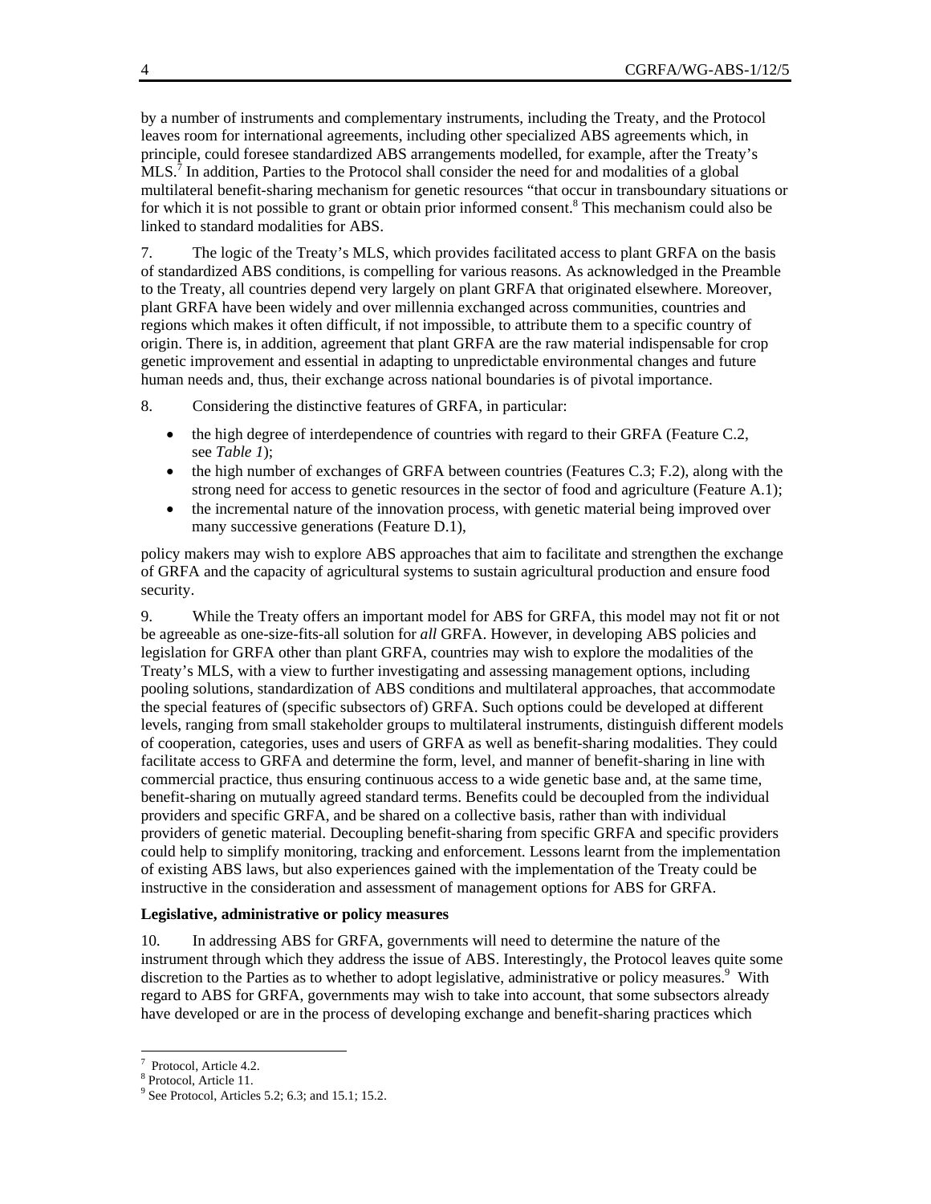by a number of instruments and complementary instruments, including the Treaty, and the Protocol leaves room for international agreements, including other specialized ABS agreements which, in principle, could foresee standardized ABS arrangements modelled, for example, after the Treaty's MLS.[7] In addition, Parties to the Protocol shall consider the need for and modalities of a global multilateral benefit-sharing mechanism for genetic resources "that occur in transboundary situations or for which it is not possible to grant or obtain prior informed consent.[8] This mechanism could also be linked to standard modalities for ABS.

7. The logic of the Treaty's MLS, which provides facilitated access to plant GRFA on the basis of standardized ABS conditions, is compelling for various reasons. As acknowledged in the Preamble to the Treaty, all countries depend very largely on plant GRFA that originated elsewhere. Moreover, plant GRFA have been widely and over millennia exchanged across communities, countries and regions which makes it often difficult, if not impossible, to attribute them to a specific country of origin. There is, in addition, agreement that plant GRFA are the raw material indispensable for crop genetic improvement and essential in adapting to unpredictable environmental changes and future human needs and, thus, their exchange across national boundaries is of pivotal importance.

8. Considering the distinctive features of GRFA, in particular:

- the high degree of interdependence of countries with regard to their GRFA (Feature C.2, see *Table 1*);
- the high number of exchanges of GRFA between countries (Features C.3; F.2), along with the strong need for access to genetic resources in the sector of food and agriculture (Feature A.1);
- the incremental nature of the innovation process, with genetic material being improved over many successive generations (Feature D.1),

policy makers may wish to explore ABS approaches that aim to facilitate and strengthen the exchange of GRFA and the capacity of agricultural systems to sustain agricultural production and ensure food security.

9. While the Treaty offers an important model for ABS for GRFA, this model may not fit or not be agreeable as one-size-fits-all solution for *all* GRFA. However, in developing ABS policies and legislation for GRFA other than plant GRFA, countries may wish to explore the modalities of the Treaty's MLS, with a view to further investigating and assessing management options, including pooling solutions, standardization of ABS conditions and multilateral approaches, that accommodate the special features of (specific subsectors of) GRFA. Such options could be developed at different levels, ranging from small stakeholder groups to multilateral instruments, distinguish different models of cooperation, categories, uses and users of GRFA as well as benefit-sharing modalities. They could facilitate access to GRFA and determine the form, level, and manner of benefit-sharing in line with commercial practice, thus ensuring continuous access to a wide genetic base and, at the same time, benefit-sharing on mutually agreed standard terms. Benefits could be decoupled from the individual providers and specific GRFA, and be shared on a collective basis, rather than with individual providers of genetic material. Decoupling benefit-sharing from specific GRFA and specific providers could help to simplify monitoring, tracking and enforcement. Lessons learnt from the implementation of existing ABS laws, but also experiences gained with the implementation of the Treaty could be instructive in the consideration and assessment of management options for ABS for GRFA.

**Legislative, administrative or policy measures**

10. In addressing ABS for GRFA, governments will need to determine the nature of the instrument through which they address the issue of ABS. Interestingly, the Protocol leaves quite some discretion to the Parties as to whether to adopt legislative, administrative or policy measures.[9] With regard to ABS for GRFA, governments may wish to take into account, that some subsectors already have developed or are in the process of developing exchange and benefit-sharing practices which

[7] Protocol, Article 4.2.

[8] Protocol, Article 11.

[9] See Protocol, Articles 5.2; 6.3; and 15.1; 15.2.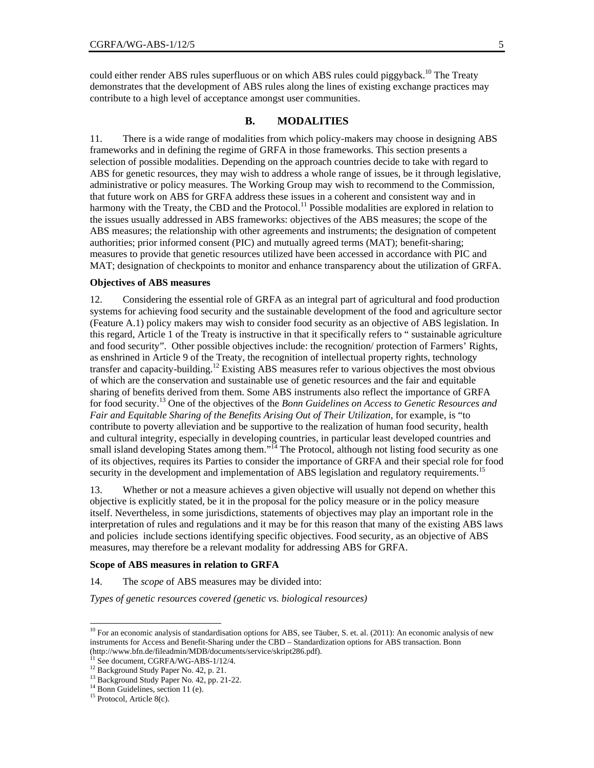could either render ABS rules superfluous or on which ABS rules could piggyback.[10] The Treaty demonstrates that the development of ABS rules along the lines of existing exchange practices may contribute to a high level of acceptance amongst user communities.

## B. MODALITIES

11. There is a wide range of modalities from which policy-makers may choose in designing ABS frameworks and in defining the regime of GRFA in those frameworks. This section presents a selection of possible modalities. Depending on the approach countries decide to take with regard to ABS for genetic resources, they may wish to address a whole range of issues, be it through legislative, administrative or policy measures. The Working Group may wish to recommend to the Commission, that future work on ABS for GRFA address these issues in a coherent and consistent way and in harmony with the Treaty, the CBD and the Protocol.[11] Possible modalities are explored in relation to the issues usually addressed in ABS frameworks: objectives of the ABS measures; the scope of the ABS measures; the relationship with other agreements and instruments; the designation of competent authorities; prior informed consent (PIC) and mutually agreed terms (MAT); benefit-sharing; measures to provide that genetic resources utilized have been accessed in accordance with PIC and MAT; designation of checkpoints to monitor and enhance transparency about the utilization of GRFA.

**Objectives of ABS measures**

12. Considering the essential role of GRFA as an integral part of agricultural and food production systems for achieving food security and the sustainable development of the food and agriculture sector (Feature A.1) policy makers may wish to consider food security as an objective of ABS legislation. In this regard, Article 1 of the Treaty is instructive in that it specifically refers to " sustainable agriculture and food security". Other possible objectives include: the recognition/ protection of Farmers' Rights, as enshrined in Article 9 of the Treaty, the recognition of intellectual property rights, technology transfer and capacity-building.[12] Existing ABS measures refer to various objectives the most obvious of which are the conservation and sustainable use of genetic resources and the fair and equitable sharing of benefits derived from them. Some ABS instruments also reflect the importance of GRFA for food security.[13] One of the objectives of the *Bonn Guidelines on Access to Genetic Resources and Fair and Equitable Sharing of the Benefits Arising Out of Their Utilization*, for example, is "to contribute to poverty alleviation and be supportive to the realization of human food security, health and cultural integrity, especially in developing countries, in particular least developed countries and small island developing States among them."[14] The Protocol, although not listing food security as one of its objectives, requires its Parties to consider the importance of GRFA and their special role for food security in the development and implementation of ABS legislation and regulatory requirements.[15]

13. Whether or not a measure achieves a given objective will usually not depend on whether this objective is explicitly stated, be it in the proposal for the policy measure or in the policy measure itself. Nevertheless, in some jurisdictions, statements of objectives may play an important role in the interpretation of rules and regulations and it may be for this reason that many of the existing ABS laws and policies include sections identifying specific objectives. Food security, as an objective of ABS measures, may therefore be a relevant modality for addressing ABS for GRFA.

**Scope of ABS measures in relation to GRFA**

14. The *scope* of ABS measures may be divided into:

*Types of genetic resources covered (genetic vs. biological resources)*

---

[10] For an economic analysis of standardisation options for ABS, see Täuber, S. et. al. (2011): An economic analysis of new instruments for Access and Benefit-Sharing under the CBD – Standardization options for ABS transaction. Bonn (http://www.bfn.de/fileadmin/MDB/documents/service/skript286.pdf).

[11] See document, CGRFA/WG-ABS-1/12/4.

[12] Background Study Paper No. 42, p. 21.

[13] Background Study Paper No. 42, pp. 21-22.

[14] Bonn Guidelines, section 11 (e).

[15] Protocol, Article 8(c).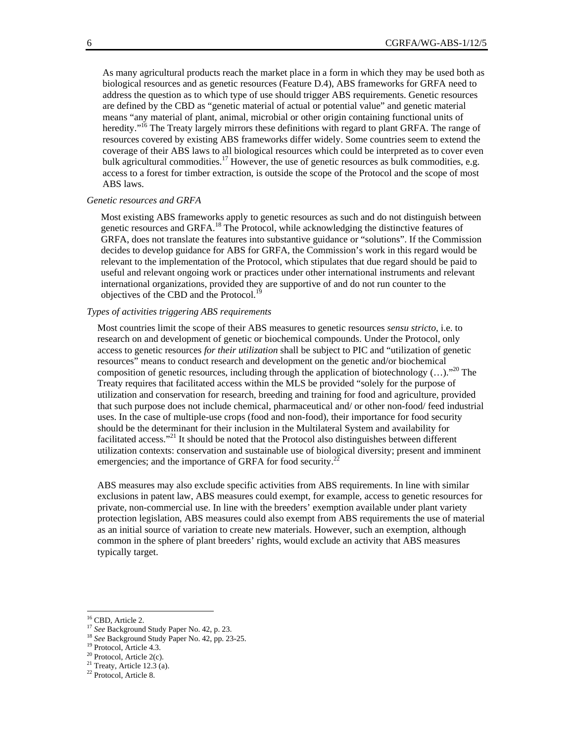As many agricultural products reach the market place in a form in which they may be used both as biological resources and as genetic resources (Feature D.4), ABS frameworks for GRFA need to address the question as to which type of use should trigger ABS requirements. Genetic resources are defined by the CBD as "genetic material of actual or potential value" and genetic material means "any material of plant, animal, microbial or other origin containing functional units of heredity."[16] The Treaty largely mirrors these definitions with regard to plant GRFA. The range of resources covered by existing ABS frameworks differ widely. Some countries seem to extend the coverage of their ABS laws to all biological resources which could be interpreted as to cover even bulk agricultural commodities.[17] However, the use of genetic resources as bulk commodities, e.g. access to a forest for timber extraction, is outside the scope of the Protocol and the scope of most ABS laws.

*Genetic resources and GRFA*

Most existing ABS frameworks apply to genetic resources as such and do not distinguish between genetic resources and GRFA.[18] The Protocol, while acknowledging the distinctive features of GRFA, does not translate the features into substantive guidance or "solutions". If the Commission decides to develop guidance for ABS for GRFA, the Commission's work in this regard would be relevant to the implementation of the Protocol, which stipulates that due regard should be paid to useful and relevant ongoing work or practices under other international instruments and relevant international organizations, provided they are supportive of and do not run counter to the objectives of the CBD and the Protocol.[19]

*Types of activities triggering ABS requirements*

Most countries limit the scope of their ABS measures to genetic resources *sensu stricto*, i.e. to research on and development of genetic or biochemical compounds. Under the Protocol, only access to genetic resources *for their utilization* shall be subject to PIC and "utilization of genetic resources" means to conduct research and development on the genetic and/or biochemical composition of genetic resources, including through the application of biotechnology (…)."[20] The Treaty requires that facilitated access within the MLS be provided "solely for the purpose of utilization and conservation for research, breeding and training for food and agriculture, provided that such purpose does not include chemical, pharmaceutical and/ or other non-food/ feed industrial uses. In the case of multiple-use crops (food and non-food), their importance for food security should be the determinant for their inclusion in the Multilateral System and availability for facilitated access."[21] It should be noted that the Protocol also distinguishes between different utilization contexts: conservation and sustainable use of biological diversity; present and imminent emergencies; and the importance of GRFA for food security.[22]

ABS measures may also exclude specific activities from ABS requirements. In line with similar exclusions in patent law, ABS measures could exempt, for example, access to genetic resources for private, non-commercial use. In line with the breeders' exemption available under plant variety protection legislation, ABS measures could also exempt from ABS requirements the use of material as an initial source of variation to create new materials. However, such an exemption, although common in the sphere of plant breeders' rights, would exclude an activity that ABS measures typically target.

---

[16] CBD, Article 2.
[17] *See* Background Study Paper No. 42, p. 23.
[18] *See* Background Study Paper No. 42, pp. 23-25.
[19] Protocol, Article 4.3.
[20] Protocol, Article 2(c).
[21] Treaty, Article 12.3 (a).
[22] Protocol, Article 8.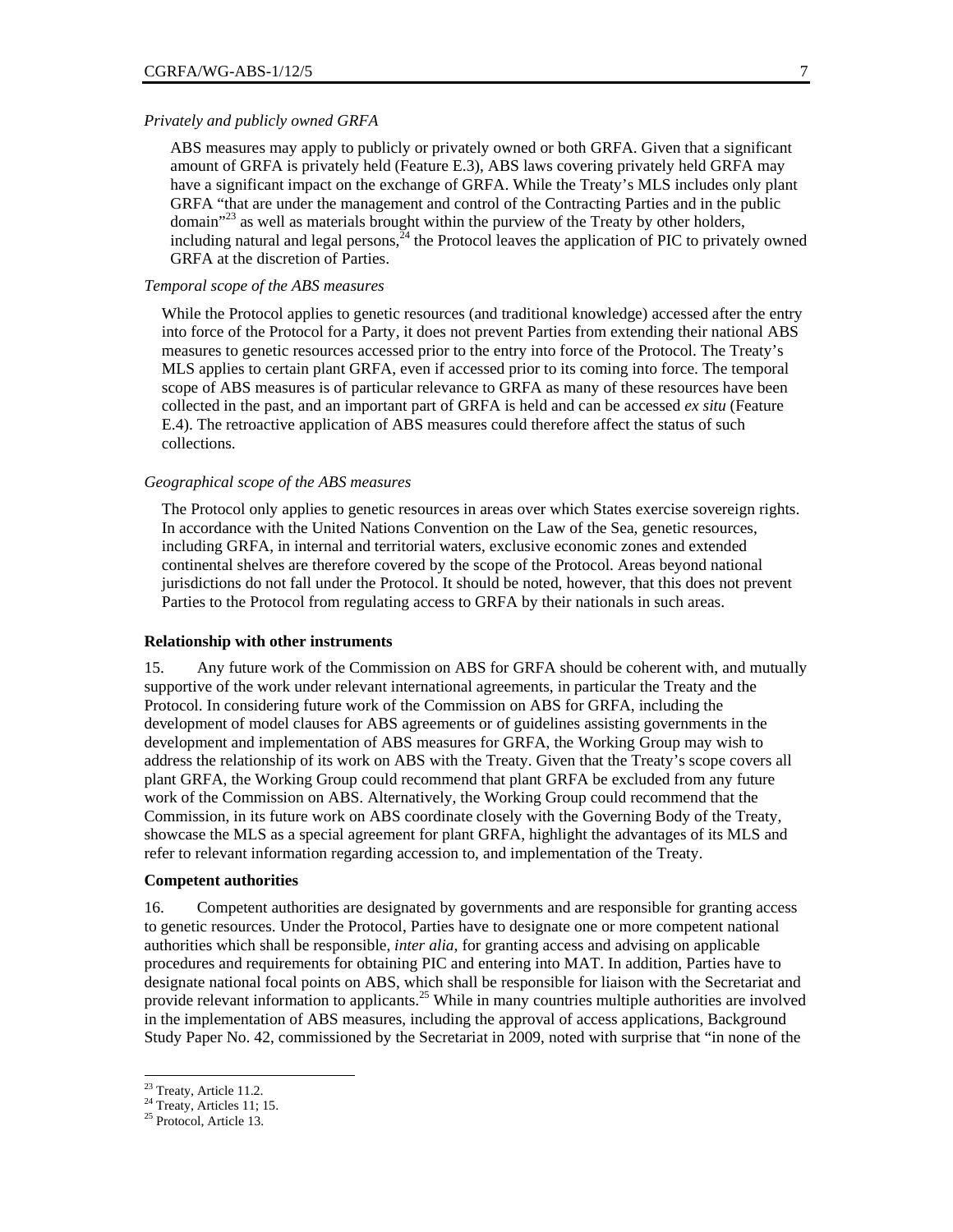*Privately and publicly owned GRFA*

ABS measures may apply to publicly or privately owned or both GRFA. Given that a significant amount of GRFA is privately held (Feature E.3), ABS laws covering privately held GRFA may have a significant impact on the exchange of GRFA. While the Treaty's MLS includes only plant GRFA "that are under the management and control of the Contracting Parties and in the public domain"[23] as well as materials brought within the purview of the Treaty by other holders, including natural and legal persons,[24] the Protocol leaves the application of PIC to privately owned GRFA at the discretion of Parties.

*Temporal scope of the ABS measures*

While the Protocol applies to genetic resources (and traditional knowledge) accessed after the entry into force of the Protocol for a Party, it does not prevent Parties from extending their national ABS measures to genetic resources accessed prior to the entry into force of the Protocol. The Treaty's MLS applies to certain plant GRFA, even if accessed prior to its coming into force. The temporal scope of ABS measures is of particular relevance to GRFA as many of these resources have been collected in the past, and an important part of GRFA is held and can be accessed *ex situ* (Feature E.4). The retroactive application of ABS measures could therefore affect the status of such collections.

*Geographical scope of the ABS measures*

The Protocol only applies to genetic resources in areas over which States exercise sovereign rights. In accordance with the United Nations Convention on the Law of the Sea, genetic resources, including GRFA, in internal and territorial waters, exclusive economic zones and extended continental shelves are therefore covered by the scope of the Protocol. Areas beyond national jurisdictions do not fall under the Protocol. It should be noted, however, that this does not prevent Parties to the Protocol from regulating access to GRFA by their nationals in such areas.

**Relationship with other instruments**

15. Any future work of the Commission on ABS for GRFA should be coherent with, and mutually supportive of the work under relevant international agreements, in particular the Treaty and the Protocol. In considering future work of the Commission on ABS for GRFA, including the development of model clauses for ABS agreements or of guidelines assisting governments in the development and implementation of ABS measures for GRFA, the Working Group may wish to address the relationship of its work on ABS with the Treaty. Given that the Treaty's scope covers all plant GRFA, the Working Group could recommend that plant GRFA be excluded from any future work of the Commission on ABS. Alternatively, the Working Group could recommend that the Commission, in its future work on ABS coordinate closely with the Governing Body of the Treaty, showcase the MLS as a special agreement for plant GRFA, highlight the advantages of its MLS and refer to relevant information regarding accession to, and implementation of the Treaty.

**Competent authorities**

16. Competent authorities are designated by governments and are responsible for granting access to genetic resources. Under the Protocol, Parties have to designate one or more competent national authorities which shall be responsible, *inter alia*, for granting access and advising on applicable procedures and requirements for obtaining PIC and entering into MAT. In addition, Parties have to designate national focal points on ABS, which shall be responsible for liaison with the Secretariat and provide relevant information to applicants.[25] While in many countries multiple authorities are involved in the implementation of ABS measures, including the approval of access applications, Background Study Paper No. 42, commissioned by the Secretariat in 2009, noted with surprise that "in none of the

---

[23] Treaty, Article 11.2.

[24] Treaty, Articles 11; 15.

[25] Protocol, Article 13.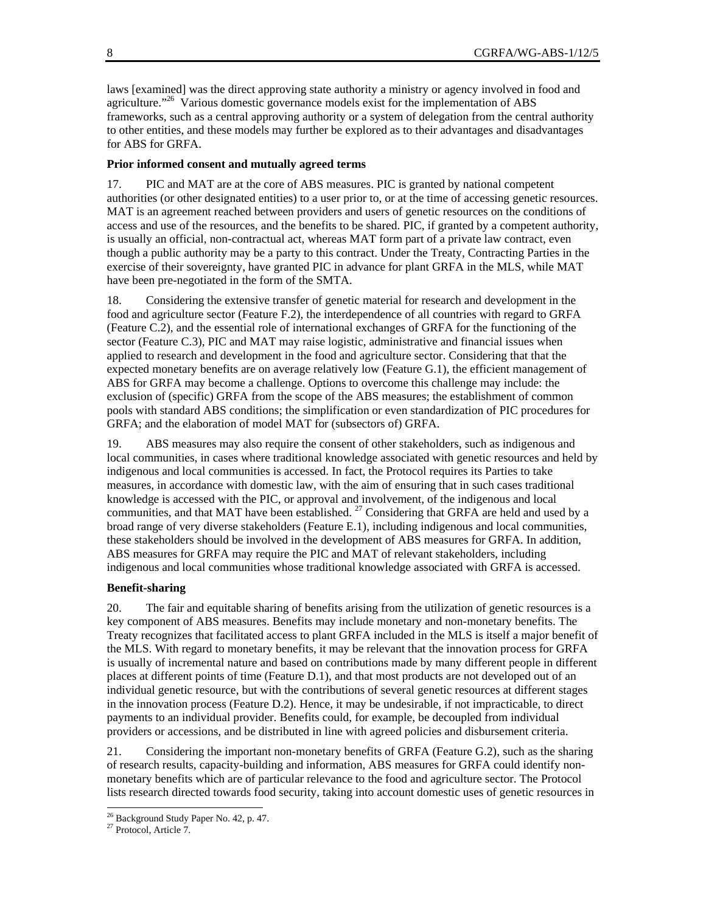laws [examined] was the direct approving state authority a ministry or agency involved in food and agriculture."[26] Various domestic governance models exist for the implementation of ABS frameworks, such as a central approving authority or a system of delegation from the central authority to other entities, and these models may further be explored as to their advantages and disadvantages for ABS for GRFA.

**Prior informed consent and mutually agreed terms**

17. PIC and MAT are at the core of ABS measures. PIC is granted by national competent authorities (or other designated entities) to a user prior to, or at the time of accessing genetic resources. MAT is an agreement reached between providers and users of genetic resources on the conditions of access and use of the resources, and the benefits to be shared. PIC, if granted by a competent authority, is usually an official, non-contractual act, whereas MAT form part of a private law contract, even though a public authority may be a party to this contract. Under the Treaty, Contracting Parties in the exercise of their sovereignty, have granted PIC in advance for plant GRFA in the MLS, while MAT have been pre-negotiated in the form of the SMTA.

18. Considering the extensive transfer of genetic material for research and development in the food and agriculture sector (Feature F.2), the interdependence of all countries with regard to GRFA (Feature C.2), and the essential role of international exchanges of GRFA for the functioning of the sector (Feature C.3), PIC and MAT may raise logistic, administrative and financial issues when applied to research and development in the food and agriculture sector. Considering that that the expected monetary benefits are on average relatively low (Feature G.1), the efficient management of ABS for GRFA may become a challenge. Options to overcome this challenge may include: the exclusion of (specific) GRFA from the scope of the ABS measures; the establishment of common pools with standard ABS conditions; the simplification or even standardization of PIC procedures for GRFA; and the elaboration of model MAT for (subsectors of) GRFA.

19. ABS measures may also require the consent of other stakeholders, such as indigenous and local communities, in cases where traditional knowledge associated with genetic resources and held by indigenous and local communities is accessed. In fact, the Protocol requires its Parties to take measures, in accordance with domestic law, with the aim of ensuring that in such cases traditional knowledge is accessed with the PIC, or approval and involvement, of the indigenous and local communities, and that MAT have been established.[27] Considering that GRFA are held and used by a broad range of very diverse stakeholders (Feature E.1), including indigenous and local communities, these stakeholders should be involved in the development of ABS measures for GRFA. In addition, ABS measures for GRFA may require the PIC and MAT of relevant stakeholders, including indigenous and local communities whose traditional knowledge associated with GRFA is accessed.

**Benefit-sharing**

20. The fair and equitable sharing of benefits arising from the utilization of genetic resources is a key component of ABS measures. Benefits may include monetary and non-monetary benefits. The Treaty recognizes that facilitated access to plant GRFA included in the MLS is itself a major benefit of the MLS. With regard to monetary benefits, it may be relevant that the innovation process for GRFA is usually of incremental nature and based on contributions made by many different people in different places at different points of time (Feature D.1), and that most products are not developed out of an individual genetic resource, but with the contributions of several genetic resources at different stages in the innovation process (Feature D.2). Hence, it may be undesirable, if not impracticable, to direct payments to an individual provider. Benefits could, for example, be decoupled from individual providers or accessions, and be distributed in line with agreed policies and disbursement criteria.

21. Considering the important non-monetary benefits of GRFA (Feature G.2), such as the sharing of research results, capacity-building and information, ABS measures for GRFA could identify non-monetary benefits which are of particular relevance to the food and agriculture sector. The Protocol lists research directed towards food security, taking into account domestic uses of genetic resources in

[26] Background Study Paper No. 42, p. 47.

[27] Protocol, Article 7.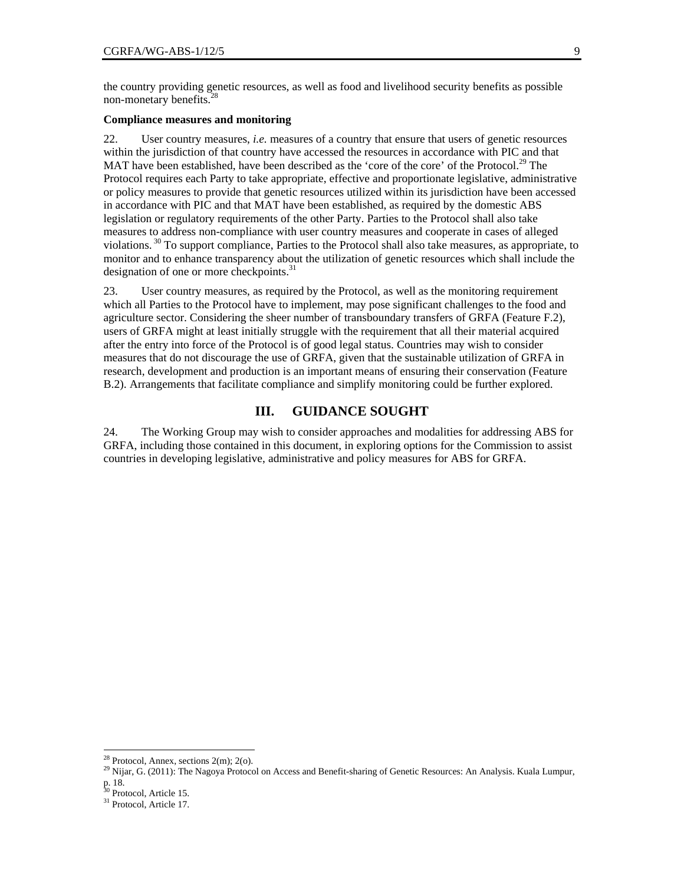the country providing genetic resources, as well as food and livelihood security benefits as possible non-monetary benefits.[28]

**Compliance measures and monitoring**

22. User country measures, *i.e.* measures of a country that ensure that users of genetic resources within the jurisdiction of that country have accessed the resources in accordance with PIC and that MAT have been established, have been described as the 'core of the core' of the Protocol.[29] The Protocol requires each Party to take appropriate, effective and proportionate legislative, administrative or policy measures to provide that genetic resources utilized within its jurisdiction have been accessed in accordance with PIC and that MAT have been established, as required by the domestic ABS legislation or regulatory requirements of the other Party. Parties to the Protocol shall also take measures to address non-compliance with user country measures and cooperate in cases of alleged violations.[30] To support compliance, Parties to the Protocol shall also take measures, as appropriate, to monitor and to enhance transparency about the utilization of genetic resources which shall include the designation of one or more checkpoints.[31]

23. User country measures, as required by the Protocol, as well as the monitoring requirement which all Parties to the Protocol have to implement, may pose significant challenges to the food and agriculture sector. Considering the sheer number of transboundary transfers of GRFA (Feature F.2), users of GRFA might at least initially struggle with the requirement that all their material acquired after the entry into force of the Protocol is of good legal status. Countries may wish to consider measures that do not discourage the use of GRFA, given that the sustainable utilization of GRFA in research, development and production is an important means of ensuring their conservation (Feature B.2). Arrangements that facilitate compliance and simplify monitoring could be further explored.

## III. GUIDANCE SOUGHT

24. The Working Group may wish to consider approaches and modalities for addressing ABS for GRFA, including those contained in this document, in exploring options for the Commission to assist countries in developing legislative, administrative and policy measures for ABS for GRFA.

---

[28] Protocol, Annex, sections 2(m); 2(o).
[29] Nijar, G. (2011): The Nagoya Protocol on Access and Benefit-sharing of Genetic Resources: An Analysis. Kuala Lumpur, p. 18.
[30] Protocol, Article 15.
[31] Protocol, Article 17.